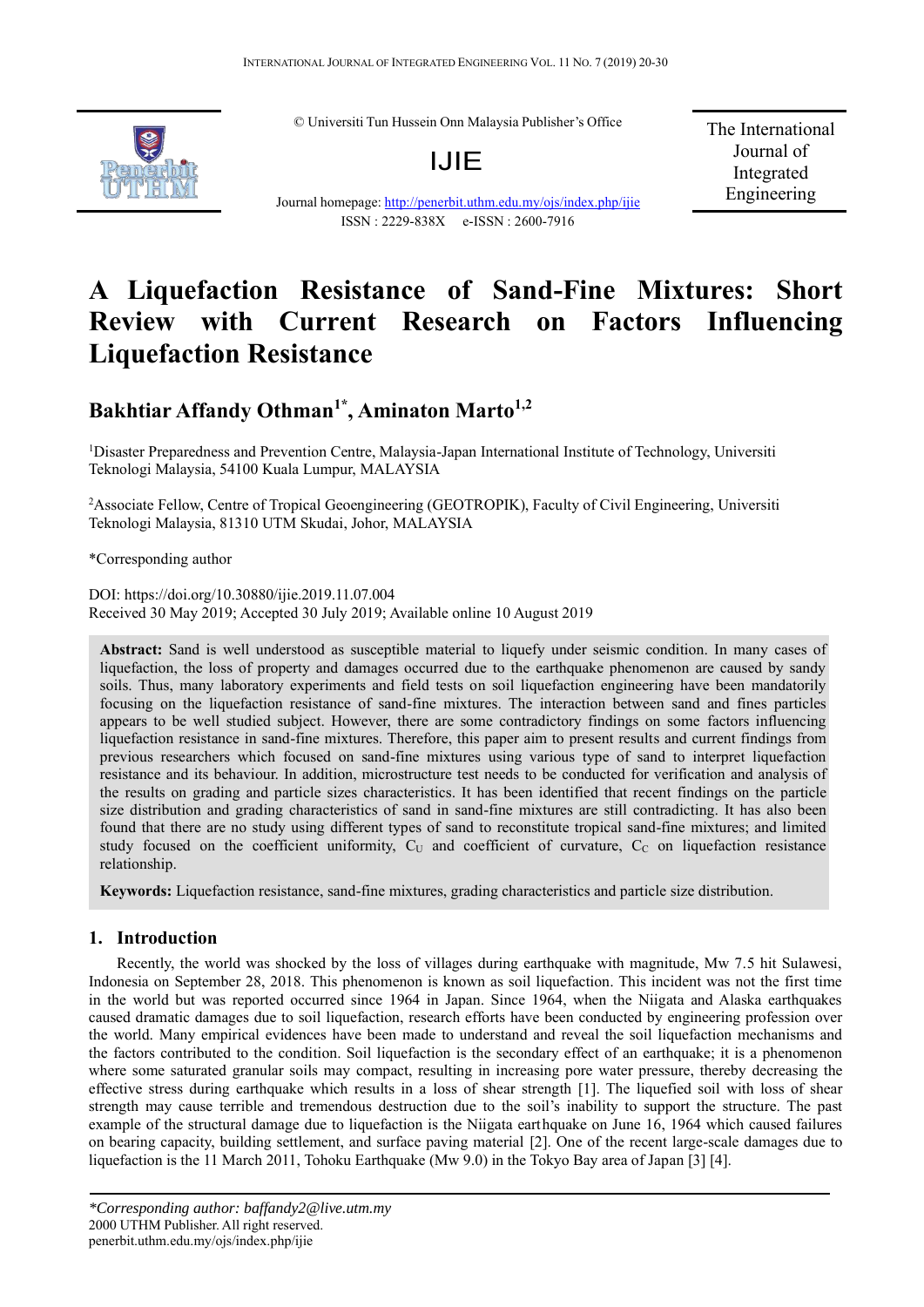© Universiti Tun Hussein Onn Malaysia Publisher's Office

IJIE

Journal homepage: http://penerbit.uthm.edu.my/ojs/index.php/ijie

ISSN : 2229-838X e-ISSN : 2600-7916

The International Journal of Integrated Engineering

# A Liquefaction Resistance of Sand-Fine Mixtures: Short Review with Current Research on Factors Influencing Liquefaction Resistance

## Bakhtiar Affandy Othman[1*], Aminaton Marto[1,2]

[1]Disaster Preparedness and Prevention Centre, Malaysia-Japan International Institute of Technology, Universiti Teknologi Malaysia, 54100 Kuala Lumpur, MALAYSIA

[2]Associate Fellow, Centre of Tropical Geoengineering (GEOTROPIK), Faculty of Civil Engineering, Universiti Teknologi Malaysia, 81310 UTM Skudai, Johor, MALAYSIA

*Corresponding author

DOI: https://doi.org/10.30880/ijie.2019.11.07.004

Received 30 May 2019; Accepted 30 July 2019; Available online 10 August 2019

**Abstract:** Sand is well understood as susceptible material to liquefy under seismic condition. In many cases of liquefaction, the loss of property and damages occurred due to the earthquake phenomenon are caused by sandy soils. Thus, many laboratory experiments and field tests on soil liquefaction engineering have been mandatorily focusing on the liquefaction resistance of sand-fine mixtures. The interaction between sand and fines particles appears to be well studied subject. However, there are some contradictory findings on some factors influencing liquefaction resistance in sand-fine mixtures. Therefore, this paper aim to present results and current findings from previous researchers which focused on sand-fine mixtures using various type of sand to interpret liquefaction resistance and its behaviour. In addition, microstructure test needs to be conducted for verification and analysis of the results on grading and particle sizes characteristics. It has been identified that recent findings on the particle size distribution and grading characteristics of sand in sand-fine mixtures are still contradicting. It has also been found that there are no study using different types of sand to reconstitute tropical sand-fine mixtures; and limited study focused on the coefficient uniformity, $C_U$ and coefficient of curvature, $C_C$ on liquefaction resistance relationship.

**Keywords:** Liquefaction resistance, sand-fine mixtures, grading characteristics and particle size distribution.

## 1. Introduction

Recently, the world was shocked by the loss of villages during earthquake with magnitude, Mw 7.5 hit Sulawesi, Indonesia on September 28, 2018. This phenomenon is known as soil liquefaction. This incident was not the first time in the world but was reported occurred since 1964 in Japan. Since 1964, when the Niigata and Alaska earthquakes caused dramatic damages due to soil liquefaction, research efforts have been conducted by engineering profession over the world. Many empirical evidences have been made to understand and reveal the soil liquefaction mechanisms and the factors contributed to the condition. Soil liquefaction is the secondary effect of an earthquake; it is a phenomenon where some saturated granular soils may compact, resulting in increasing pore water pressure, thereby decreasing the effective stress during earthquake which results in a loss of shear strength [1]. The liquefied soil with loss of shear strength may cause terrible and tremendous destruction due to the soil's inability to support the structure. The past example of the structural damage due to liquefaction is the Niigata earthquake on June 16, 1964 which caused failures on bearing capacity, building settlement, and surface paving material [2]. One of the recent large-scale damages due to liquefaction is the 11 March 2011, Tohoku Earthquake (Mw 9.0) in the Tokyo Bay area of Japan [3] [4].

*\*Corresponding author: baffandy2@live.utm.my*
2000 UTHM Publisher. All right reserved.
penerbit.uthm.edu.my/ojs/index.php/ijie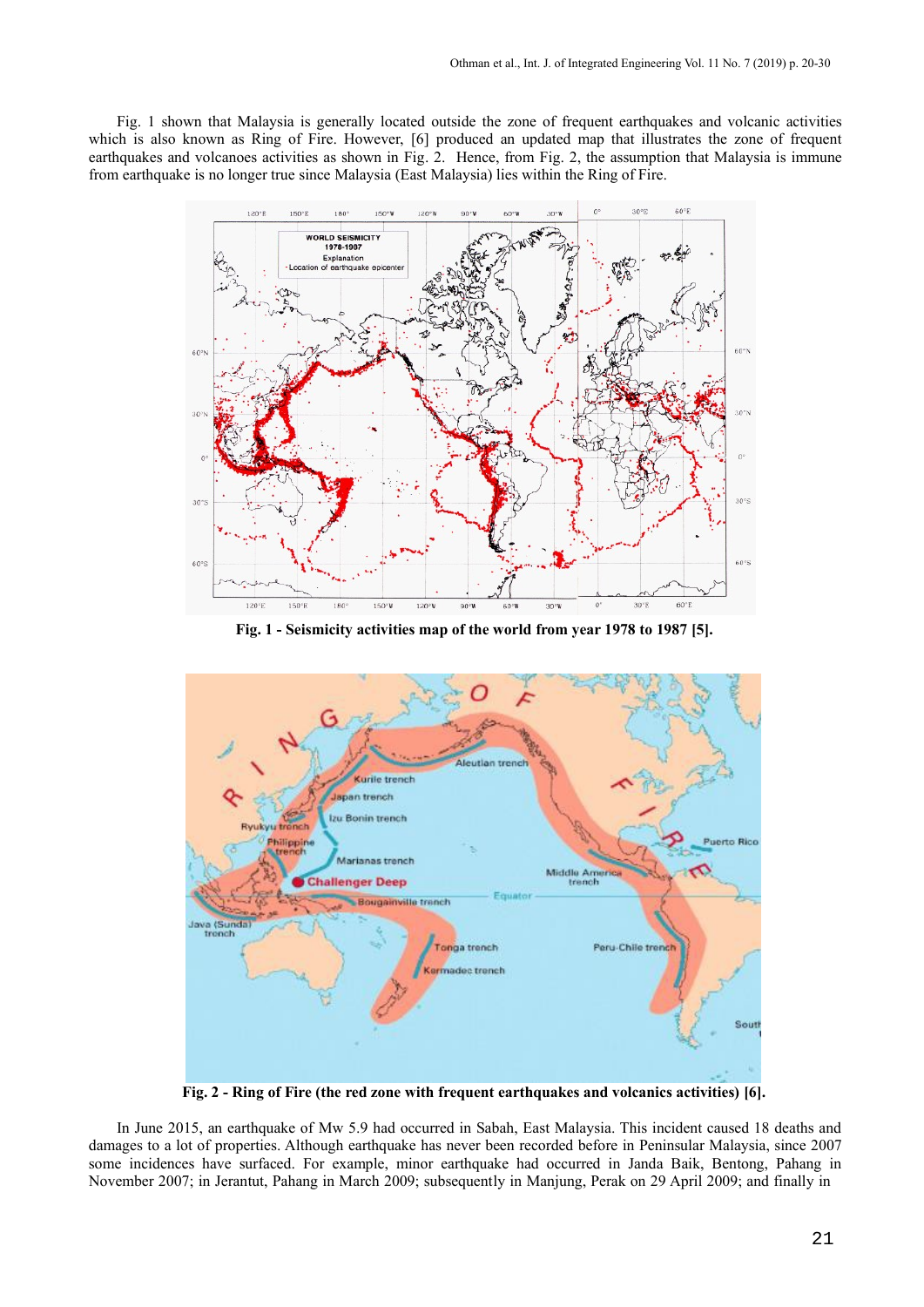Fig. 1 shown that Malaysia is generally located outside the zone of frequent earthquakes and volcanic activities which is also known as Ring of Fire. However, [6] produced an updated map that illustrates the zone of frequent earthquakes and volcanoes activities as shown in Fig. 2. Hence, from Fig. 2, the assumption that Malaysia is immune from earthquake is no longer true since Malaysia (East Malaysia) lies within the Ring of Fire.

**Fig. 1 - Seismicity activities map of the world from year 1978 to 1987 [5].**

**Fig. 2 - Ring of Fire (the red zone with frequent earthquakes and volcanics activities) [6].**

In June 2015, an earthquake of Mw 5.9 had occurred in Sabah, East Malaysia. This incident caused 18 deaths and damages to a lot of properties. Although earthquake has never been recorded before in Peninsular Malaysia, since 2007 some incidences have surfaced. For example, minor earthquake had occurred in Janda Baik, Bentong, Pahang in November 2007; in Jerantut, Pahang in March 2009; subsequently in Manjung, Perak on 29 April 2009; and finally in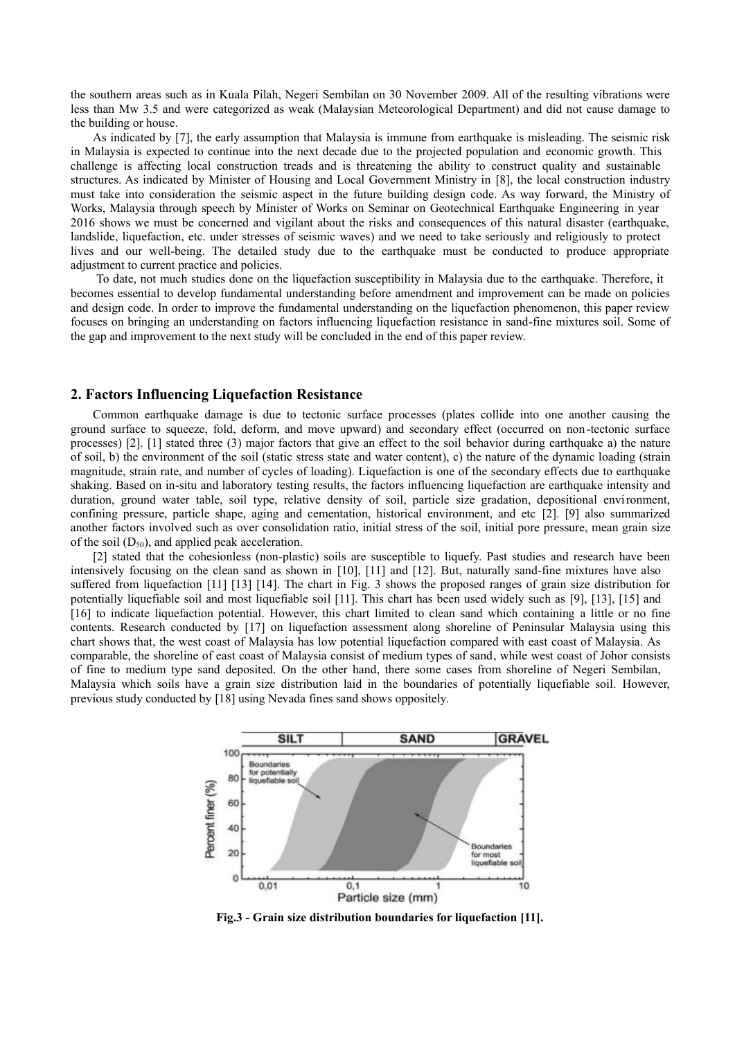the southern areas such as in Kuala Pilah, Negeri Sembilan on 30 November 2009. All of the resulting vibrations were less than Mw 3.5 and were categorized as weak (Malaysian Meteorological Department) and did not cause damage to the building or house.

As indicated by [7], the early assumption that Malaysia is immune from earthquake is misleading. The seismic risk in Malaysia is expected to continue into the next decade due to the projected population and economic growth. This challenge is affecting local construction treads and is threatening the ability to construct quality and sustainable structures. As indicated by Minister of Housing and Local Government Ministry in [8], the local construction industry must take into consideration the seismic aspect in the future building design code. As way forward, the Ministry of Works, Malaysia through speech by Minister of Works on Seminar on Geotechnical Earthquake Engineering in year 2016 shows we must be concerned and vigilant about the risks and consequences of this natural disaster (earthquake, landslide, liquefaction, etc. under stresses of seismic waves) and we need to take seriously and religiously to protect lives and our well-being. The detailed study due to the earthquake must be conducted to produce appropriate adjustment to current practice and policies.

To date, not much studies done on the liquefaction susceptibility in Malaysia due to the earthquake. Therefore, it becomes essential to develop fundamental understanding before amendment and improvement can be made on policies and design code. In order to improve the fundamental understanding on the liquefaction phenomenon, this paper review focuses on bringing an understanding on factors influencing liquefaction resistance in sand-fine mixtures soil. Some of the gap and improvement to the next study will be concluded in the end of this paper review.

## 2. Factors Influencing Liquefaction Resistance

Common earthquake damage is due to tectonic surface processes (plates collide into one another causing the ground surface to squeeze, fold, deform, and move upward) and secondary effect (occurred on non-tectonic surface processes) [2]. [1] stated three (3) major factors that give an effect to the soil behavior during earthquake a) the nature of soil, b) the environment of the soil (static stress state and water content), c) the nature of the dynamic loading (strain magnitude, strain rate, and number of cycles of loading). Liquefaction is one of the secondary effects due to earthquake shaking. Based on in-situ and laboratory testing results, the factors influencing liquefaction are earthquake intensity and duration, ground water table, soil type, relative density of soil, particle size gradation, depositional environment, confining pressure, particle shape, aging and cementation, historical environment, and etc [2]. [9] also summarized another factors involved such as over consolidation ratio, initial stress of the soil, initial pore pressure, mean grain size of the soil ($D_{50}$), and applied peak acceleration.

[2] stated that the cohesionless (non-plastic) soils are susceptible to liquefy. Past studies and research have been intensively focusing on the clean sand as shown in [10], [11] and [12]. But, naturally sand-fine mixtures have also suffered from liquefaction [11] [13] [14]. The chart in Fig. 3 shows the proposed ranges of grain size distribution for potentially liquefiable soil and most liquefiable soil [11]. This chart has been used widely such as [9], [13], [15] and [16] to indicate liquefaction potential. However, this chart limited to clean sand which containing a little or no fine contents. Research conducted by [17] on liquefaction assessment along shoreline of Peninsular Malaysia using this chart shows that, the west coast of Malaysia has low potential liquefaction compared with east coast of Malaysia. As comparable, the shoreline of east coast of Malaysia consist of medium types of sand, while west coast of Johor consists of fine to medium type sand deposited. On the other hand, there some cases from shoreline of Negeri Sembilan, Malaysia which soils have a grain size distribution laid in the boundaries of potentially liquefiable soil. However, previous study conducted by [18] using Nevada fines sand shows oppositely.

**Fig.3 - Grain size distribution boundaries for liquefaction [11].**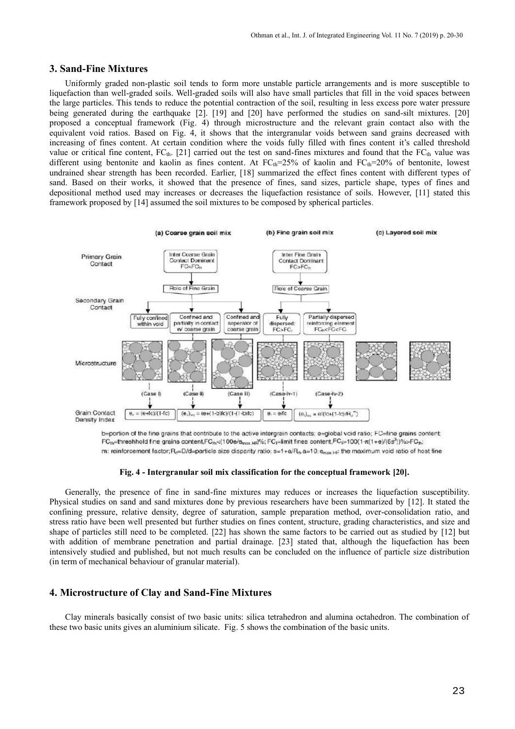## 3. Sand-Fine Mixtures

Uniformly graded non-plastic soil tends to form more unstable particle arrangements and is more susceptible to liquefaction than well-graded soils. Well-graded soils will also have small particles that fill in the void spaces between the large particles. This tends to reduce the potential contraction of the soil, resulting in less excess pore water pressure being generated during the earthquake [2]. [19] and [20] have performed the studies on sand-silt mixtures. [20] proposed a conceptual framework (Fig. 4) through microstructure and the relevant grain contact also with the equivalent void ratios. Based on Fig. 4, it shows that the intergranular voids between sand grains decreased with increasing of fines content. At certain condition where the voids fully filled with fines content it's called threshold value or critical fine content, $FC_{th}$. [21] carried out the test on sand-fines mixtures and found that the $FC_{th}$ value was different using bentonite and kaolin as fines content. At $FC_{th}$=25% of kaolin and $FC_{th}$=20% of bentonite, lowest undrained shear strength has been recorded. Earlier, [18] summarized the effect fines content with different types of sand. Based on their works, it showed that the presence of fines, sand sizes, particle shape, types of fines and depositional method used may increases or decreases the liquefaction resistance of soils. However, [11] stated this framework proposed by [14] assumed the soil mixtures to be composed by spherical particles.

**Fig. 4 - Intergranular soil mix classification for the conceptual framework [20].**

Generally, the presence of fine in sand-fine mixtures may reduces or increases the liquefaction susceptibility. Physical studies on sand and sand mixtures done by previous researchers have been summarized by [12]. It stated the confining pressure, relative density, degree of saturation, sample preparation method, over-consolidation ratio, and stress ratio have been well presented but further studies on fines content, structure, grading characteristics, and size and shape of particles still need to be completed. [22] has shown the same factors to be carried out as studied by [12] but with addition of membrane penetration and partial drainage. [23] stated that, although the liquefaction has been intensively studied and published, but not much results can be concluded on the influence of particle size distribution (in term of mechanical behaviour of granular material).

## 4. Microstructure of Clay and Sand-Fine Mixtures

Clay minerals basically consist of two basic units: silica tetrahedron and alumina octahedron. The combination of these two basic units gives an aluminium silicate. Fig. 5 shows the combination of the basic units.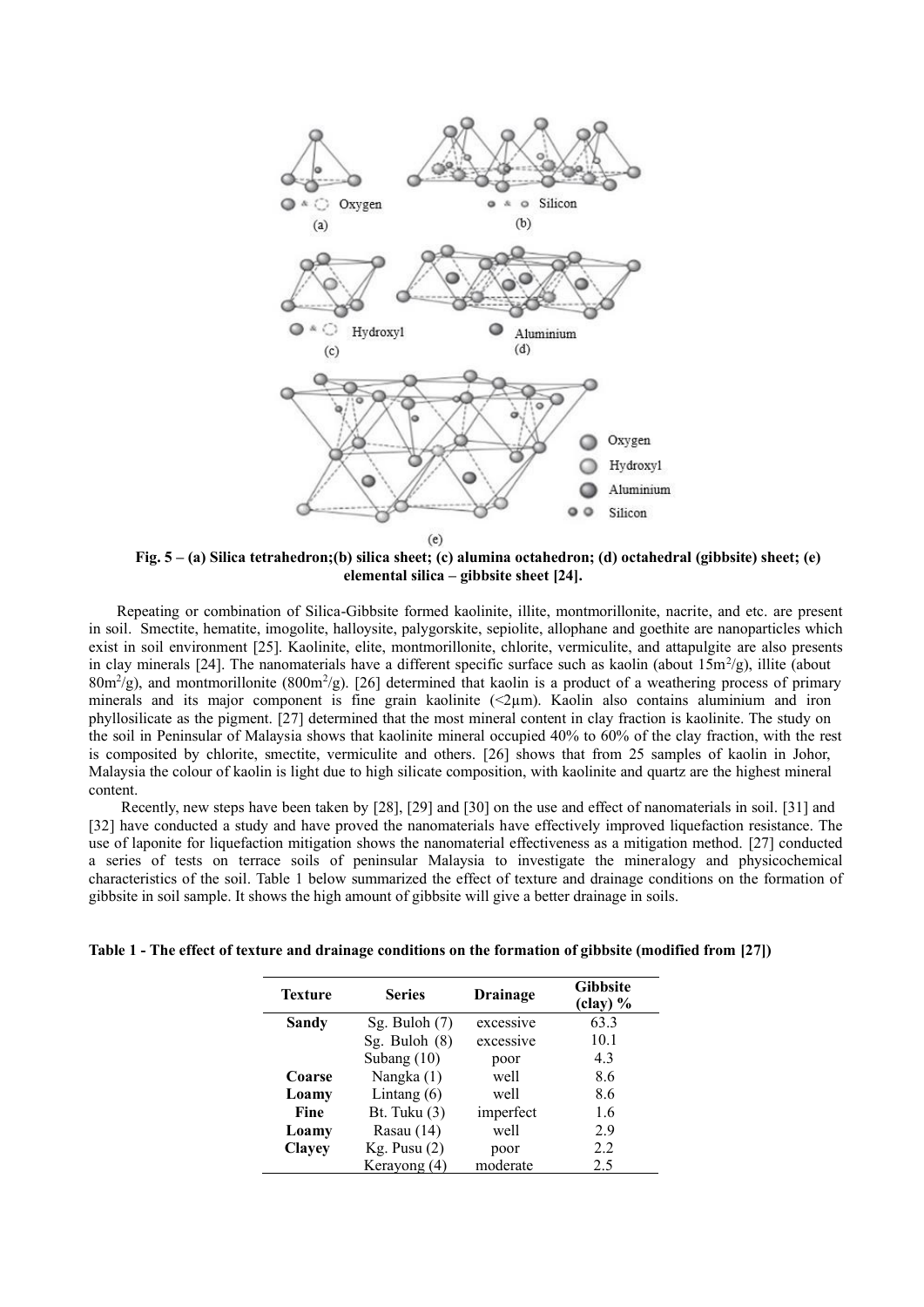Fig. 5 – (a) Silica tetrahedron;(b) silica sheet; (c) alumina octahedron; (d) octahedral (gibbsite) sheet; (e) elemental silica – gibbsite sheet [24].

Repeating or combination of Silica-Gibbsite formed kaolinite, illite, montmorillonite, nacrite, and etc. are present in soil. Smectite, hematite, imogolite, halloysite, palygorskite, sepiolite, allophane and goethite are nanoparticles which exist in soil environment [25]. Kaolinite, elite, montmorillonite, chlorite, vermiculite, and attapulgite are also presents in clay minerals [24]. The nanomaterials have a different specific surface such as kaolin (about $15m^2/g$), illite (about $80m^2/g$), and montmorillonite ($800m^2/g$). [26] determined that kaolin is a product of a weathering process of primary minerals and its major component is fine grain kaolinite (<2µm). Kaolin also contains aluminium and iron phyllosilicate as the pigment. [27] determined that the most mineral content in clay fraction is kaolinite. The study on the soil in Peninsular of Malaysia shows that kaolinite mineral occupied 40% to 60% of the clay fraction, with the rest is composited by chlorite, smectite, vermiculite and others. [26] shows that from 25 samples of kaolin in Johor, Malaysia the colour of kaolin is light due to high silicate composition, with kaolinite and quartz are the highest mineral content.

Recently, new steps have been taken by [28], [29] and [30] on the use and effect of nanomaterials in soil. [31] and [32] have conducted a study and have proved the nanomaterials have effectively improved liquefaction resistance. The use of laponite for liquefaction mitigation shows the nanomaterial effectiveness as a mitigation method. [27] conducted a series of tests on terrace soils of peninsular Malaysia to investigate the mineralogy and physicochemical characteristics of the soil. Table 1 below summarized the effect of texture and drainage conditions on the formation of gibbsite in soil sample. It shows the high amount of gibbsite will give a better drainage in soils.

**Table 1 - The effect of texture and drainage conditions on the formation of gibbsite (modified from [27])**

| Texture | Series | Drainage | Gibbsite (clay) % |
|---|---|---|---|
| **Sandy** | Sg. Buloh (7) | excessive | 63.3 |
| | Sg. Buloh (8) | excessive | 10.1 |
| | Subang (10) | poor | 4.3 |
| **Coarse** | Nangka (1) | well | 8.6 |
| **Loamy** | Lintang (6) | well | 8.6 |
| **Fine** | Bt. Tuku (3) | imperfect | 1.6 |
| **Loamy** | Rasau (14) | well | 2.9 |
| **Clayey** | Kg. Pusu (2) | poor | 2.2 |
| | Kerayong (4) | moderate | 2.5 |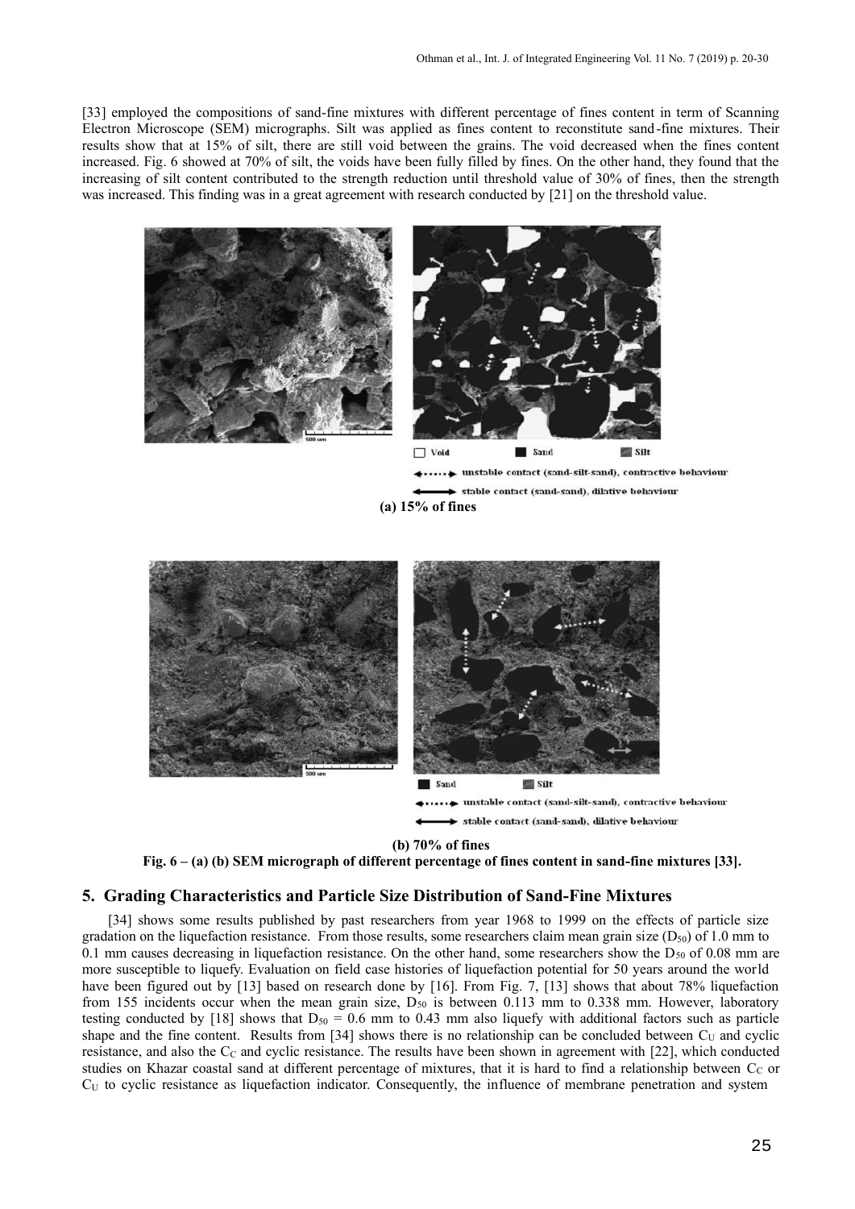[33] employed the compositions of sand-fine mixtures with different percentage of fines content in term of Scanning Electron Microscope (SEM) micrographs. Silt was applied as fines content to reconstitute sand-fine mixtures. Their results show that at 15% of silt, there are still void between the grains. The void decreased when the fines content increased. Fig. 6 showed at 70% of silt, the voids have been fully filled by fines. On the other hand, they found that the increasing of silt content contributed to the strength reduction until threshold value of 30% of fines, then the strength was increased. This finding was in a great agreement with research conducted by [21] on the threshold value.

Void | Sand | Silt

unstable contact (sand-silt-sand), contractive behaviour

stable contact (sand-sand), dilative behaviour

**(a) 15% of fines**

Sand | Silt

unstable contact (sand-silt-sand), contractive behaviour

stable contact (sand-sand), dilative behaviour

**(b) 70% of fines**

**Fig. 6 – (a) (b) SEM micrograph of different percentage of fines content in sand-fine mixtures [33].**

## 5. Grading Characteristics and Particle Size Distribution of Sand-Fine Mixtures

[34] shows some results published by past researchers from year 1968 to 1999 on the effects of particle size gradation on the liquefaction resistance. From those results, some researchers claim mean grain size ($D_{50}$) of 1.0 mm to 0.1 mm causes decreasing in liquefaction resistance. On the other hand, some researchers show the $D_{50}$ of 0.08 mm are more susceptible to liquefy. Evaluation on field case histories of liquefaction potential for 50 years around the world have been figured out by [13] based on research done by [16]. From Fig. 7, [13] shows that about 78% liquefaction from 155 incidents occur when the mean grain size, $D_{50}$ is between 0.113 mm to 0.338 mm. However, laboratory testing conducted by [18] shows that $D_{50}$ = 0.6 mm to 0.43 mm also liquefy with additional factors such as particle shape and the fine content. Results from [34] shows there is no relationship can be concluded between $C_U$ and cyclic resistance, and also the $C_C$ and cyclic resistance. The results have been shown in agreement with [22], which conducted studies on Khazar coastal sand at different percentage of mixtures, that it is hard to find a relationship between $C_C$ or $C_U$ to cyclic resistance as liquefaction indicator. Consequently, the influence of membrane penetration and system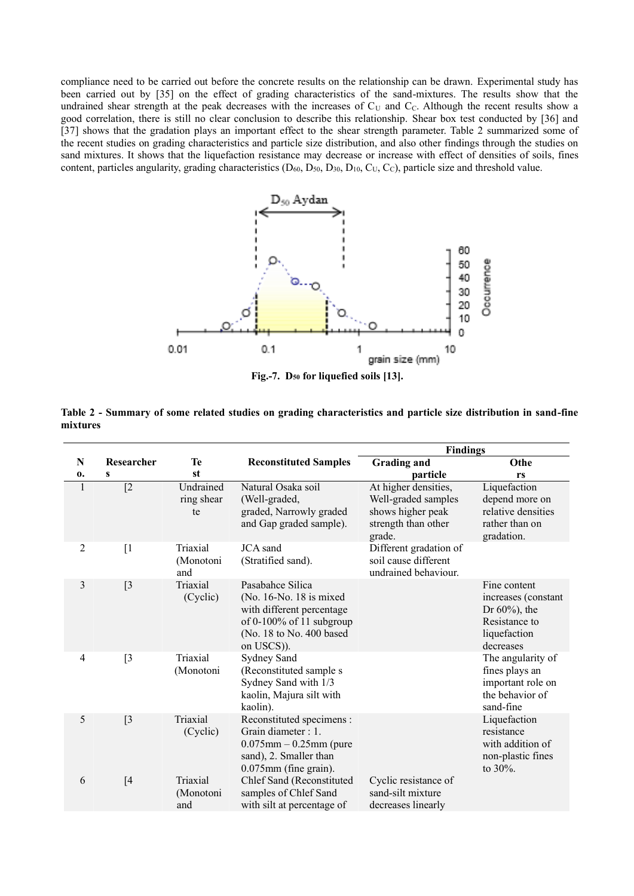compliance need to be carried out before the concrete results on the relationship can be drawn. Experimental study has been carried out by [35] on the effect of grading characteristics of the sand-mixtures. The results show that the undrained shear strength at the peak decreases with the increases of $C_U$ and $C_C$. Although the recent results show a good correlation, there is still no clear conclusion to describe this relationship. Shear box test conducted by [36] and [37] shows that the gradation plays an important effect to the shear strength parameter. Table 2 summarized some of the recent studies on grading characteristics and particle size distribution, and also other findings through the studies on sand mixtures. It shows that the liquefaction resistance may decrease or increase with effect of densities of soils, fines content, particles angularity, grading characteristics ($D_{60}$, $D_{50}$, $D_{30}$, $D_{10}$, $C_U$, $C_C$), particle size and threshold value.

**Fig.-7. $D_{50}$ for liquefied soils [13].**

**Table 2 - Summary of some related studies on grading characteristics and particle size distribution in sand-fine mixtures**

| No. | Researchers | Test | Reconstituted Samples | Findings | |
|---|---|---|---|---|---|
| | | | | Grading and particle | Others |
| 1 | [2 | Undrained ring shear te | Natural Osaka soil (Well-graded, graded, Narrowly graded and Gap graded sample). | At higher densities, Well-graded samples shows higher peak strength than other grade. | Liquefaction depend more on relative densities rather than on gradation. |
| 2 | [1 | Triaxial (Monotoni and | JCA sand (Stratified sand). | Different gradation of soil cause different undrained behaviour. | |
| 3 | [3 | Triaxial (Cyclic) | Pasabahce Silica (No. 16-No. 18 is mixed with different percentage of 0-100% of 11 subgroup (No. 18 to No. 400 based on USCS)). | | Fine content increases (constant Dr 60%), the Resistance to liquefaction decreases |
| 4 | [3 | Triaxial (Monotoni | Sydney Sand (Reconstituted sample s Sydney Sand with 1/3 kaolin, Majura silt with kaolin). | | The angularity of fines plays an important role on the behavior of sand-fine |
| 5 | [3 | Triaxial (Cyclic) | Reconstituted specimens : Grain diameter : 1. 0.075mm – 0.25mm (pure sand), 2. Smaller than 0.075mm (fine grain). | | Liquefaction resistance with addition of non-plastic fines to 30%. |
| 6 | [4 | Triaxial (Monotoni and | Chlef Sand (Reconstituted samples of Chlef Sand with silt at percentage of | Cyclic resistance of sand-silt mixture decreases linearly | |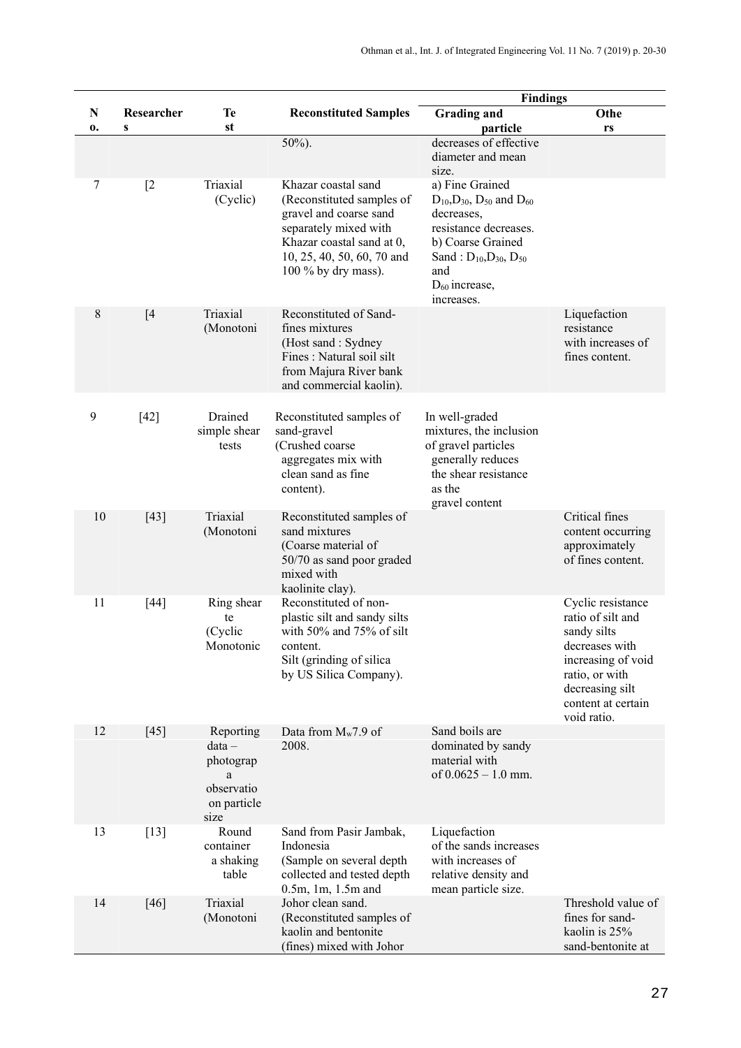| No. | Researchers | Test | Reconstituted Samples | Findings | |
|---|---|---|---|---|---|
| | | | | Grading and particle | Others |
| | | | 50%). | decreases of effective diameter and mean size. | |
| 7 | [2 | Triaxial (Cyclic) | Khazar coastal sand (Reconstituted samples of gravel and coarse sand separately mixed with Khazar coastal sand at 0, 10, 25, 40, 50, 60, 70 and 100 % by dry mass). | a) Fine Grained $D_{10}$,$D_{30}$, $D_{50}$ and $D_{60}$ decreases, resistance decreases. b) Coarse Grained Sand : $D_{10}$,$D_{30}$, $D_{50}$ and $D_{60}$ increase, increases. | |
| 8 | [4 | Triaxial (Monotoni | Reconstituted of Sand-fines mixtures (Host sand : Sydney Fines : Natural soil silt from Majura River bank and commercial kaolin). | | Liquefaction resistance with increases of fines content. |
| 9 | [42] | Drained simple shear tests | Reconstituted samples of sand-gravel (Crushed coarse aggregates mix with clean sand as fine content). | In well-graded mixtures, the inclusion of gravel particles generally reduces the shear resistance as the gravel content | |
| 10 | [43] | Triaxial (Monotoni | Reconstituted samples of sand mixtures (Coarse material of 50/70 as sand poor graded mixed with kaolinite clay). | | Critical fines content occurring approximately of fines content. |
| 11 | [44] | Ring shear te (Cyclic Monotonic | Reconstituted of non-plastic silt and sandy silts with 50% and 75% of silt content. Silt (grinding of silica by US Silica Company). | | Cyclic resistance ratio of silt and sandy silts decreases with increasing of void ratio, or with decreasing silt content at certain void ratio. |
| 12 | [45] | Reporting data – photograp a observatio on particle size | Data from $M_w$7.9 of 2008. | Sand boils are dominated by sandy material with of 0.0625 – 1.0 mm. | |
| 13 | [13] | Round container a shaking table | Sand from Pasir Jambak, Indonesia (Sample on several depth collected and tested depth 0.5m, 1m, 1.5m and | Liquefaction of the sands increases with increases of relative density and mean particle size. | |
| 14 | [46] | Triaxial (Monotoni | Johor clean sand. (Reconstituted samples of kaolin and bentonite (fines) mixed with Johor | | Threshold value of fines for sand-kaolin is 25% sand-bentonite at |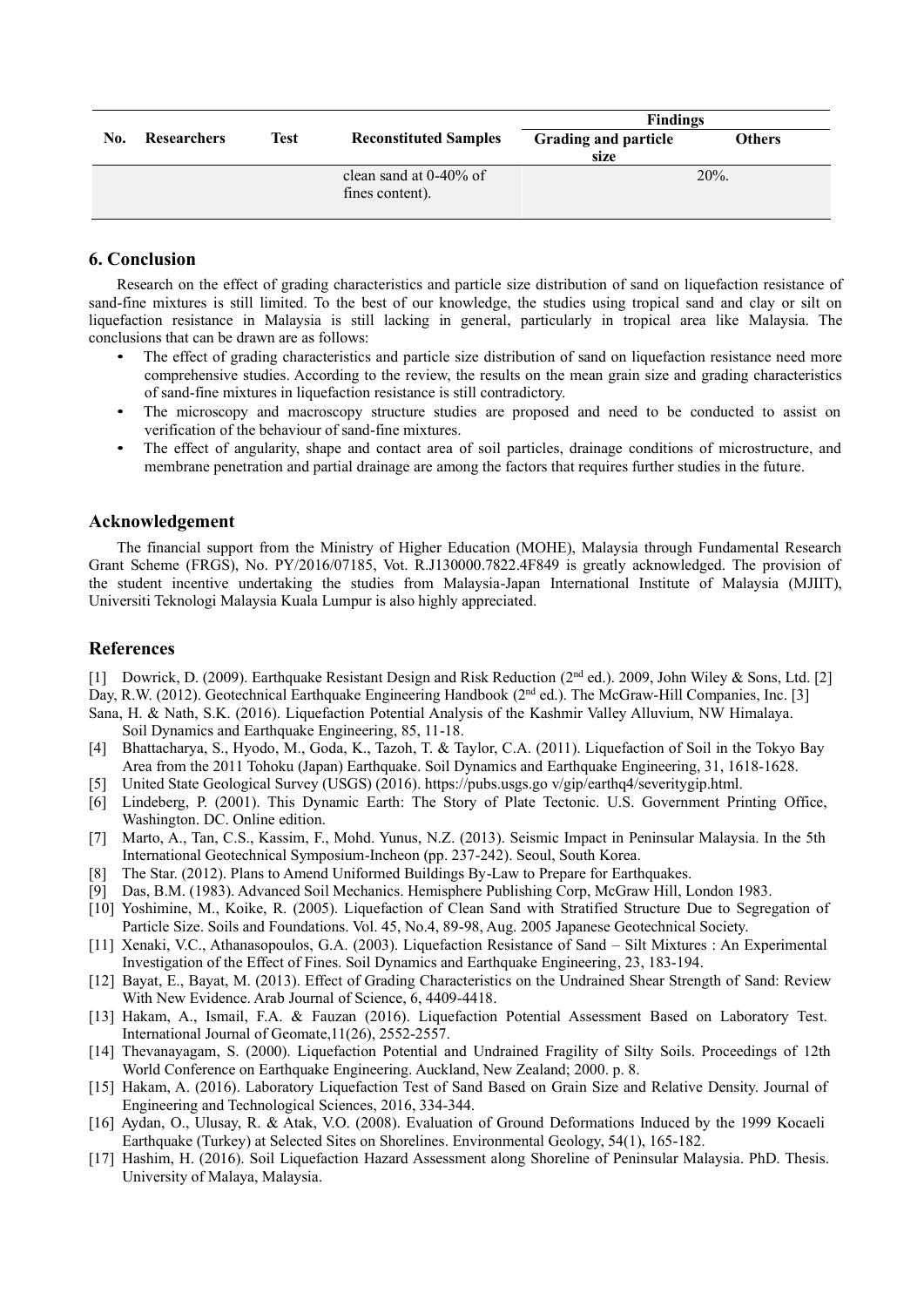| No. | Researchers | Test | Reconstituted Samples | Findings | |
|---|---|---|---|---|---|
| | | | | Grading and particle size | Others |
| | | | clean sand at 0-40% of fines content). | 20%. | |

## 6. Conclusion

Research on the effect of grading characteristics and particle size distribution of sand on liquefaction resistance of sand-fine mixtures is still limited. To the best of our knowledge, the studies using tropical sand and clay or silt on liquefaction resistance in Malaysia is still lacking in general, particularly in tropical area like Malaysia. The conclusions that can be drawn are as follows:

- The effect of grading characteristics and particle size distribution of sand on liquefaction resistance need more comprehensive studies. According to the review, the results on the mean grain size and grading characteristics of sand-fine mixtures in liquefaction resistance is still contradictory.
- The microscopy and macroscopy structure studies are proposed and need to be conducted to assist on verification of the behaviour of sand-fine mixtures.
- The effect of angularity, shape and contact area of soil particles, drainage conditions of microstructure, and membrane penetration and partial drainage are among the factors that requires further studies in the future.

## Acknowledgement

The financial support from the Ministry of Higher Education (MOHE), Malaysia through Fundamental Research Grant Scheme (FRGS), No. PY/2016/07185, Vot. R.J130000.7822.4F849 is greatly acknowledged. The provision of the student incentive undertaking the studies from Malaysia-Japan International Institute of Malaysia (MJIIT), Universiti Teknologi Malaysia Kuala Lumpur is also highly appreciated.

## References

[1] Dowrick, D. (2009). Earthquake Resistant Design and Risk Reduction (2nd ed.). 2009, John Wiley & Sons, Ltd.
[2] Day, R.W. (2012). Geotechnical Earthquake Engineering Handbook (2nd ed.). The McGraw-Hill Companies, Inc.
[3] Sana, H. & Nath, S.K. (2016). Liquefaction Potential Analysis of the Kashmir Valley Alluvium, NW Himalaya. Soil Dynamics and Earthquake Engineering, 85, 11-18.
[4] Bhattacharya, S., Hyodo, M., Goda, K., Tazoh, T. & Taylor, C.A. (2011). Liquefaction of Soil in the Tokyo Bay Area from the 2011 Tohoku (Japan) Earthquake. Soil Dynamics and Earthquake Engineering, 31, 1618-1628.
[5] United State Geological Survey (USGS) (2016). https://pubs.usgs.go v/gip/earthq4/severitygip.html.
[6] Lindeberg, P. (2001). This Dynamic Earth: The Story of Plate Tectonic. U.S. Government Printing Office, Washington. DC. Online edition.
[7] Marto, A., Tan, C.S., Kassim, F., Mohd. Yunus, N.Z. (2013). Seismic Impact in Peninsular Malaysia. In the 5th International Geotechnical Symposium-Incheon (pp. 237-242). Seoul, South Korea.
[8] The Star. (2012). Plans to Amend Uniformed Buildings By-Law to Prepare for Earthquakes.
[9] Das, B.M. (1983). Advanced Soil Mechanics. Hemisphere Publishing Corp, McGraw Hill, London 1983.
[10] Yoshimine, M., Koike, R. (2005). Liquefaction of Clean Sand with Stratified Structure Due to Segregation of Particle Size. Soils and Foundations. Vol. 45, No.4, 89-98, Aug. 2005 Japanese Geotechnical Society.
[11] Xenaki, V.C., Athanasopoulos, G.A. (2003). Liquefaction Resistance of Sand – Silt Mixtures : An Experimental Investigation of the Effect of Fines. Soil Dynamics and Earthquake Engineering, 23, 183-194.
[12] Bayat, E., Bayat, M. (2013). Effect of Grading Characteristics on the Undrained Shear Strength of Sand: Review With New Evidence. Arab Journal of Science, 6, 4409-4418.
[13] Hakam, A., Ismail, F.A. & Fauzan (2016). Liquefaction Potential Assessment Based on Laboratory Test. International Journal of Geomate,11(26), 2552-2557.
[14] Thevanayagam, S. (2000). Liquefaction Potential and Undrained Fragility of Silty Soils. Proceedings of 12th World Conference on Earthquake Engineering. Auckland, New Zealand; 2000. p. 8.
[15] Hakam, A. (2016). Laboratory Liquefaction Test of Sand Based on Grain Size and Relative Density. Journal of Engineering and Technological Sciences, 2016, 334-344.
[16] Aydan, O., Ulusay, R. & Atak, V.O. (2008). Evaluation of Ground Deformations Induced by the 1999 Kocaeli Earthquake (Turkey) at Selected Sites on Shorelines. Environmental Geology, 54(1), 165-182.
[17] Hashim, H. (2016). Soil Liquefaction Hazard Assessment along Shoreline of Peninsular Malaysia. PhD. Thesis. University of Malaya, Malaysia.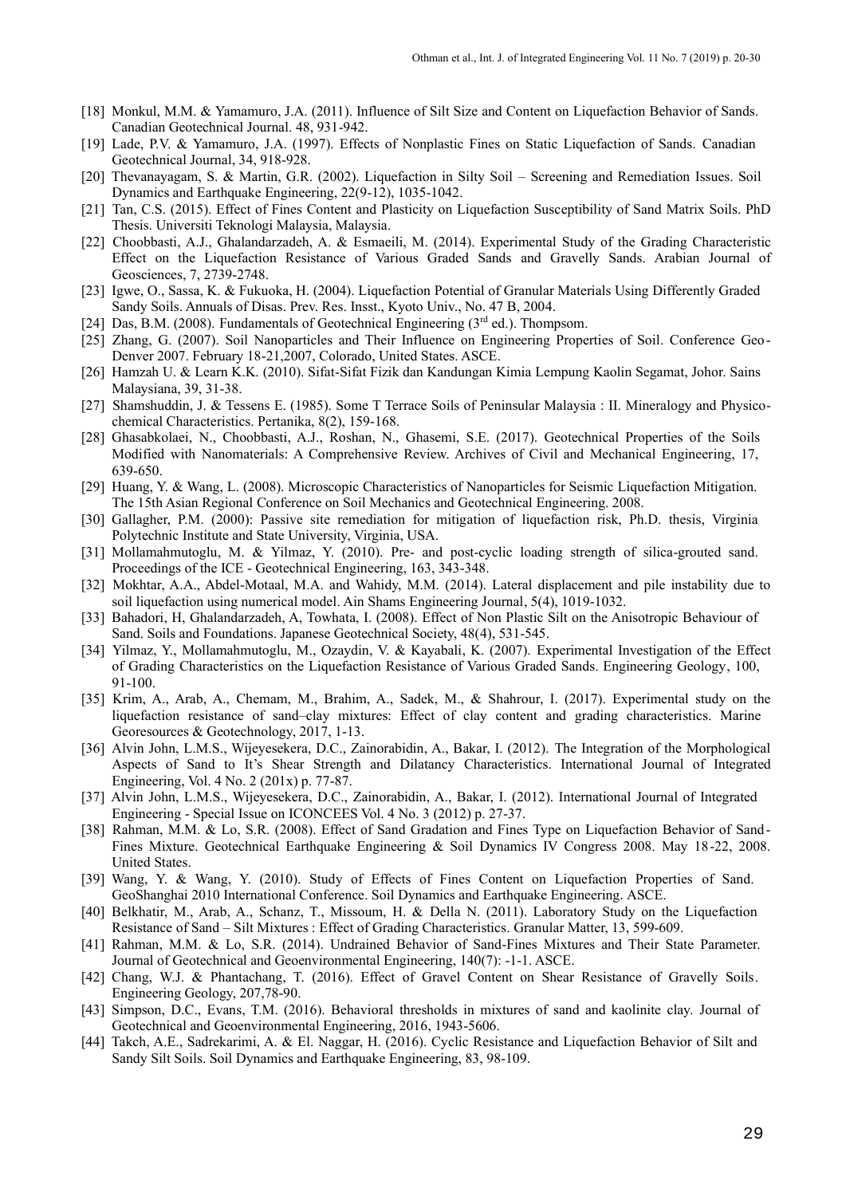[18] Monkul, M.M. & Yamamuro, J.A. (2011). Influence of Silt Size and Content on Liquefaction Behavior of Sands. Canadian Geotechnical Journal. 48, 931-942.

[19] Lade, P.V. & Yamamuro, J.A. (1997). Effects of Nonplastic Fines on Static Liquefaction of Sands. Canadian Geotechnical Journal, 34, 918-928.

[20] Thevanayagam, S. & Martin, G.R. (2002). Liquefaction in Silty Soil – Screening and Remediation Issues. Soil Dynamics and Earthquake Engineering, 22(9-12), 1035-1042.

[21] Tan, C.S. (2015). Effect of Fines Content and Plasticity on Liquefaction Susceptibility of Sand Matrix Soils. PhD Thesis. Universiti Teknologi Malaysia, Malaysia.

[22] Choobbasti, A.J., Ghalandarzadeh, A. & Esmaeili, M. (2014). Experimental Study of the Grading Characteristic Effect on the Liquefaction Resistance of Various Graded Sands and Gravelly Sands. Arabian Journal of Geosciences, 7, 2739-2748.

[23] Igwe, O., Sassa, K. & Fukuoka, H. (2004). Liquefaction Potential of Granular Materials Using Differently Graded Sandy Soils. Annuals of Disas. Prev. Res. Insst., Kyoto Univ., No. 47 B, 2004.

[24] Das, B.M. (2008). Fundamentals of Geotechnical Engineering (3rd ed.). Thompsom.

[25] Zhang, G. (2007). Soil Nanoparticles and Their Influence on Engineering Properties of Soil. Conference Geo-Denver 2007. February 18-21,2007, Colorado, United States. ASCE.

[26] Hamzah U. & Learn K.K. (2010). Sifat-Sifat Fizik dan Kandungan Kimia Lempung Kaolin Segamat, Johor. Sains Malaysiana, 39, 31-38.

[27] Shamshuddin, J. & Tessens E. (1985). Some T Terrace Soils of Peninsular Malaysia : II. Mineralogy and Physico-chemical Characteristics. Pertanika, 8(2), 159-168.

[28] Ghasabkolaei, N., Choobbasti, A.J., Roshan, N., Ghasemi, S.E. (2017). Geotechnical Properties of the Soils Modified with Nanomaterials: A Comprehensive Review. Archives of Civil and Mechanical Engineering, 17, 639-650.

[29] Huang, Y. & Wang, L. (2008). Microscopic Characteristics of Nanoparticles for Seismic Liquefaction Mitigation. The 15th Asian Regional Conference on Soil Mechanics and Geotechnical Engineering. 2008.

[30] Gallagher, P.M. (2000): Passive site remediation for mitigation of liquefaction risk, Ph.D. thesis, Virginia Polytechnic Institute and State University, Virginia, USA.

[31] Mollamahmutoglu, M. & Yilmaz, Y. (2010). Pre- and post-cyclic loading strength of silica-grouted sand. Proceedings of the ICE - Geotechnical Engineering, 163, 343-348.

[32] Mokhtar, A.A., Abdel-Motaal, M.A. and Wahidy, M.M. (2014). Lateral displacement and pile instability due to soil liquefaction using numerical model. Ain Shams Engineering Journal, 5(4), 1019-1032.

[33] Bahadori, H, Ghalandarzadeh, A, Towhata, I. (2008). Effect of Non Plastic Silt on the Anisotropic Behaviour of Sand. Soils and Foundations. Japanese Geotechnical Society, 48(4), 531-545.

[34] Yilmaz, Y., Mollamahmutoglu, M., Ozaydin, V. & Kayabali, K. (2007). Experimental Investigation of the Effect of Grading Characteristics on the Liquefaction Resistance of Various Graded Sands. Engineering Geology, 100, 91-100.

[35] Krim, A., Arab, A., Chemam, M., Brahim, A., Sadek, M., & Shahrour, I. (2017). Experimental study on the liquefaction resistance of sand–clay mixtures: Effect of clay content and grading characteristics. Marine Georesources & Geotechnology, 2017, 1-13.

[36] Alvin John, L.M.S., Wijeyesekera, D.C., Zainorabidin, A., Bakar, I. (2012). The Integration of the Morphological Aspects of Sand to It's Shear Strength and Dilatancy Characteristics. International Journal of Integrated Engineering, Vol. 4 No. 2 (201x) p. 77-87.

[37] Alvin John, L.M.S., Wijeyesekera, D.C., Zainorabidin, A., Bakar, I. (2012). International Journal of Integrated Engineering - Special Issue on ICONCEES Vol. 4 No. 3 (2012) p. 27-37.

[38] Rahman, M.M. & Lo, S.R. (2008). Effect of Sand Gradation and Fines Type on Liquefaction Behavior of Sand-Fines Mixture. Geotechnical Earthquake Engineering & Soil Dynamics IV Congress 2008. May 18-22, 2008. United States.

[39] Wang, Y. & Wang, Y. (2010). Study of Effects of Fines Content on Liquefaction Properties of Sand. GeoShanghai 2010 International Conference. Soil Dynamics and Earthquake Engineering. ASCE.

[40] Belkhatir, M., Arab, A., Schanz, T., Missoum, H. & Della N. (2011). Laboratory Study on the Liquefaction Resistance of Sand – Silt Mixtures : Effect of Grading Characteristics. Granular Matter, 13, 599-609.

[41] Rahman, M.M. & Lo, S.R. (2014). Undrained Behavior of Sand-Fines Mixtures and Their State Parameter. Journal of Geotechnical and Geoenvironmental Engineering, 140(7): -1-1. ASCE.

[42] Chang, W.J. & Phantachang, T. (2016). Effect of Gravel Content on Shear Resistance of Gravelly Soils. Engineering Geology, 207,78-90.

[43] Simpson, D.C., Evans, T.M. (2016). Behavioral thresholds in mixtures of sand and kaolinite clay. Journal of Geotechnical and Geoenvironmental Engineering, 2016, 1943-5606.

[44] Takch, A.E., Sadrekarimi, A. & El. Naggar, H. (2016). Cyclic Resistance and Liquefaction Behavior of Silt and Sandy Silt Soils. Soil Dynamics and Earthquake Engineering, 83, 98-109.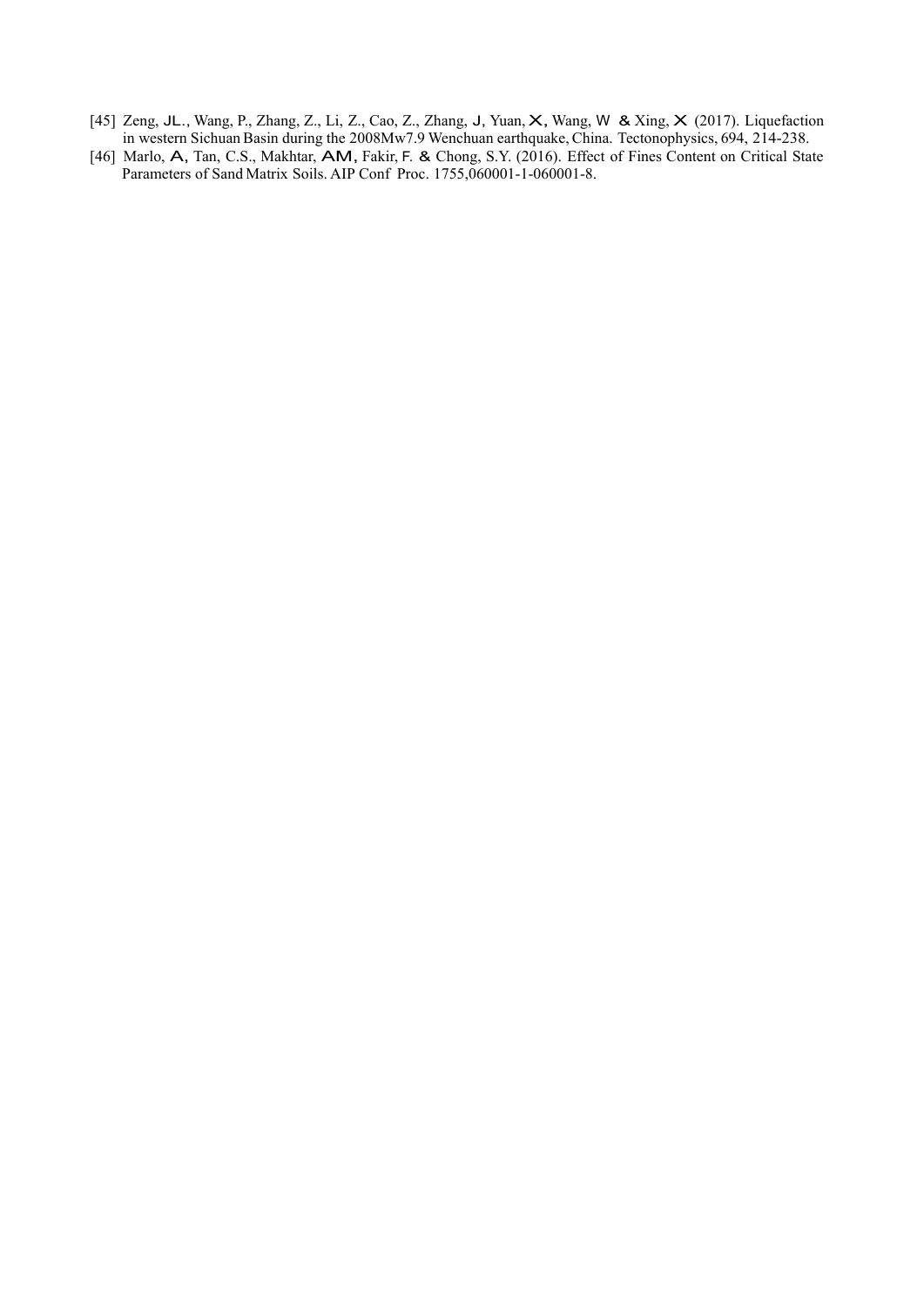[45] Zeng, JL., Wang, P., Zhang, Z., Li, Z., Cao, Z., Zhang, J, Yuan, X, Wang, W & Xing, X (2017). Liquefaction in western Sichuan Basin during the 2008Mw7.9 Wenchuan earthquake, China. Tectonophysics, 694, 214-238.

[46] Marlo, A, Tan, C.S., Makhtar, AM, Fakir, F. & Chong, S.Y. (2016). Effect of Fines Content on Critical State Parameters of Sand Matrix Soils. AIP Conf Proc. 1755,060001-1-060001-8.